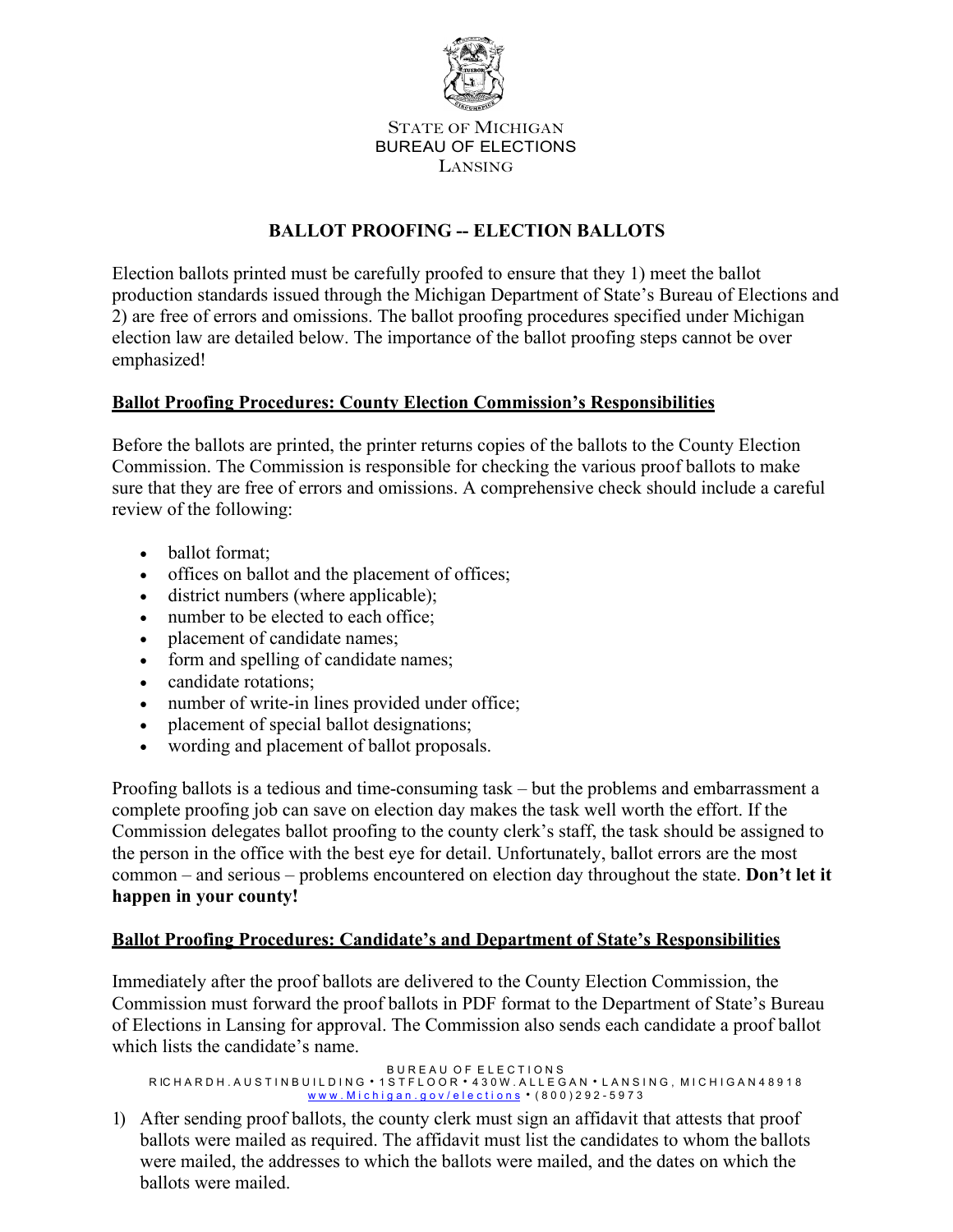STATE OF MICHIGAN
BUREAU OF ELECTIONS
LANSING

# BALLOT PROOFING -- ELECTION BALLOTS

Election ballots printed must be carefully proofed to ensure that they 1) meet the ballot production standards issued through the Michigan Department of State's Bureau of Elections and 2) are free of errors and omissions. The ballot proofing procedures specified under Michigan election law are detailed below. The importance of the ballot proofing steps cannot be over emphasized!

## Ballot Proofing Procedures: County Election Commission's Responsibilities

Before the ballots are printed, the printer returns copies of the ballots to the County Election Commission. The Commission is responsible for checking the various proof ballots to make sure that they are free of errors and omissions. A comprehensive check should include a careful review of the following:

- ballot format;
- offices on ballot and the placement of offices;
- district numbers (where applicable);
- number to be elected to each office;
- placement of candidate names;
- form and spelling of candidate names;
- candidate rotations;
- number of write-in lines provided under office;
- placement of special ballot designations;
- wording and placement of ballot proposals.

Proofing ballots is a tedious and time-consuming task – but the problems and embarrassment a complete proofing job can save on election day makes the task well worth the effort. If the Commission delegates ballot proofing to the county clerk's staff, the task should be assigned to the person in the office with the best eye for detail. Unfortunately, ballot errors are the most common – and serious – problems encountered on election day throughout the state. **Don't let it happen in your county!**

## Ballot Proofing Procedures: Candidate's and Department of State's Responsibilities

Immediately after the proof ballots are delivered to the County Election Commission, the Commission must forward the proof ballots in PDF format to the Department of State's Bureau of Elections in Lansing for approval. The Commission also sends each candidate a proof ballot which lists the candidate's name.

1) After sending proof ballots, the county clerk must sign an affidavit that attests that proof ballots were mailed as required. The affidavit must list the candidates to whom the ballots were mailed, the addresses to which the ballots were mailed, and the dates on which the ballots were mailed.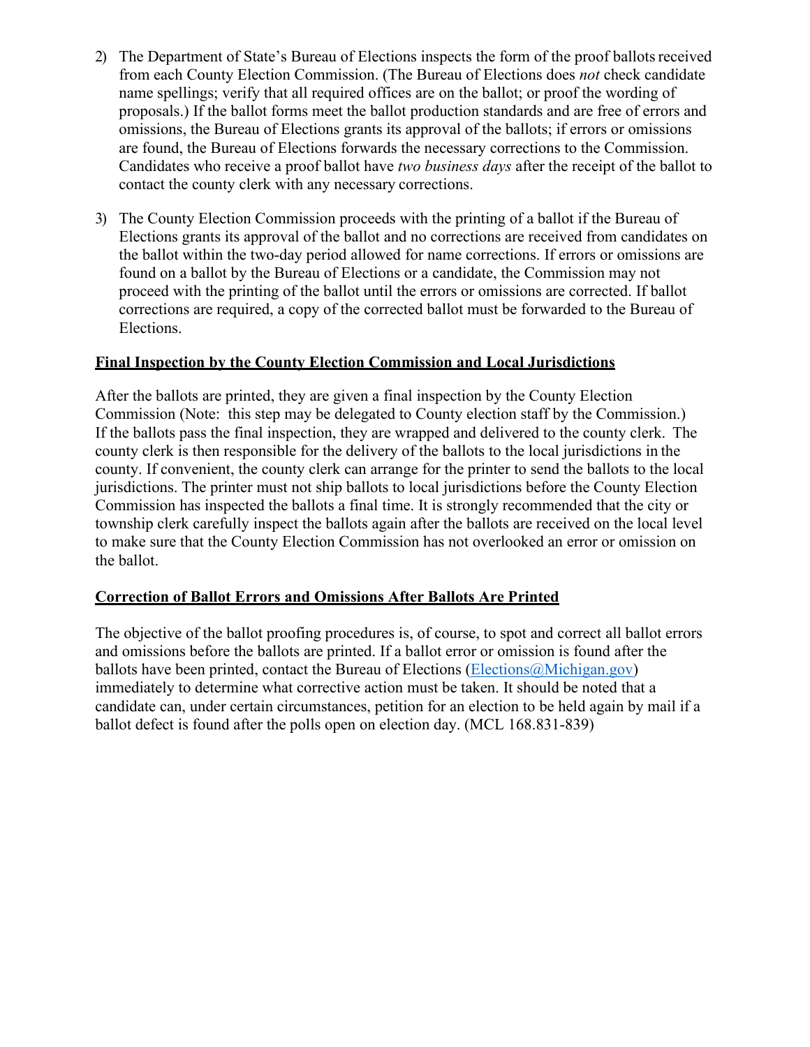2) The Department of State's Bureau of Elections inspects the form of the proof ballots received from each County Election Commission. (The Bureau of Elections does *not* check candidate name spellings; verify that all required offices are on the ballot; or proof the wording of proposals.) If the ballot forms meet the ballot production standards and are free of errors and omissions, the Bureau of Elections grants its approval of the ballots; if errors or omissions are found, the Bureau of Elections forwards the necessary corrections to the Commission. Candidates who receive a proof ballot have *two business days* after the receipt of the ballot to contact the county clerk with any necessary corrections.

3) The County Election Commission proceeds with the printing of a ballot if the Bureau of Elections grants its approval of the ballot and no corrections are received from candidates on the ballot within the two-day period allowed for name corrections. If errors or omissions are found on a ballot by the Bureau of Elections or a candidate, the Commission may not proceed with the printing of the ballot until the errors or omissions are corrected. If ballot corrections are required, a copy of the corrected ballot must be forwarded to the Bureau of Elections.

## Final Inspection by the County Election Commission and Local Jurisdictions

After the ballots are printed, they are given a final inspection by the County Election Commission (Note: this step may be delegated to County election staff by the Commission.) If the ballots pass the final inspection, they are wrapped and delivered to the county clerk. The county clerk is then responsible for the delivery of the ballots to the local jurisdictions in the county. If convenient, the county clerk can arrange for the printer to send the ballots to the local jurisdictions. The printer must not ship ballots to local jurisdictions before the County Election Commission has inspected the ballots a final time. It is strongly recommended that the city or township clerk carefully inspect the ballots again after the ballots are received on the local level to make sure that the County Election Commission has not overlooked an error or omission on the ballot.

## Correction of Ballot Errors and Omissions After Ballots Are Printed

The objective of the ballot proofing procedures is, of course, to spot and correct all ballot errors and omissions before the ballots are printed. If a ballot error or omission is found after the ballots have been printed, contact the Bureau of Elections (Elections@Michigan.gov) immediately to determine what corrective action must be taken. It should be noted that a candidate can, under certain circumstances, petition for an election to be held again by mail if a ballot defect is found after the polls open on election day. (MCL 168.831-839)